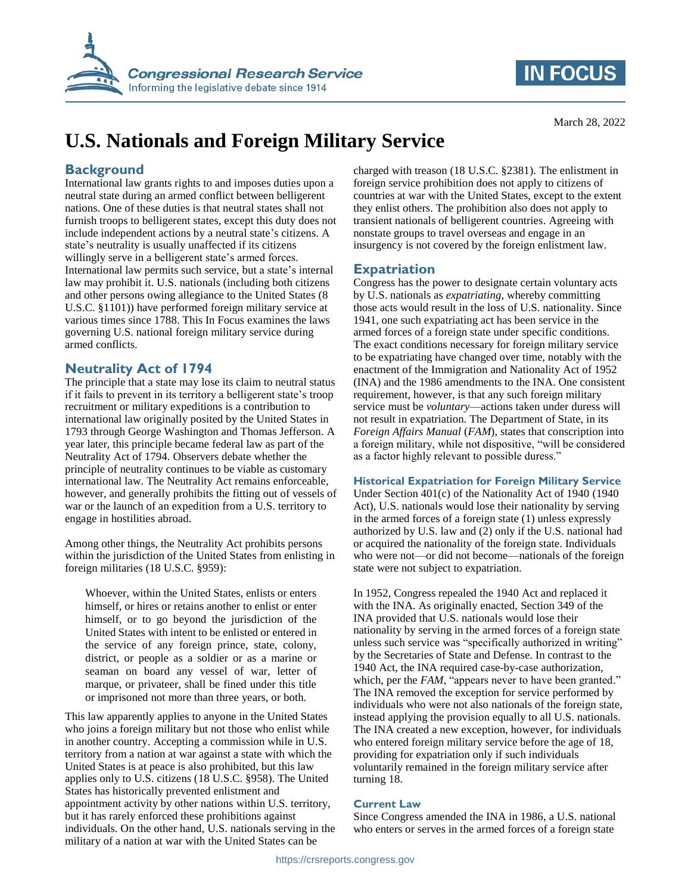# U.S. Nationals and Foreign Military Service

March 28, 2022

## Background

International law grants rights to and imposes duties upon a neutral state during an armed conflict between belligerent nations. One of these duties is that neutral states shall not furnish troops to belligerent states, except this duty does not include independent actions by a neutral state's citizens. A state's neutrality is usually unaffected if its citizens willingly serve in a belligerent state's armed forces. International law permits such service, but a state's internal law may prohibit it. U.S. nationals (including both citizens and other persons owing allegiance to the United States (8 U.S.C. §1101)) have performed foreign military service at various times since 1788. This In Focus examines the laws governing U.S. national foreign military service during armed conflicts.

## Neutrality Act of 1794

The principle that a state may lose its claim to neutral status if it fails to prevent in its territory a belligerent state's troop recruitment or military expeditions is a contribution to international law originally posited by the United States in 1793 through George Washington and Thomas Jefferson. A year later, this principle became federal law as part of the Neutrality Act of 1794. Observers debate whether the principle of neutrality continues to be viable as customary international law. The Neutrality Act remains enforceable, however, and generally prohibits the fitting out of vessels of war or the launch of an expedition from a U.S. territory to engage in hostilities abroad.

Among other things, the Neutrality Act prohibits persons within the jurisdiction of the United States from enlisting in foreign militaries (18 U.S.C. §959):

> Whoever, within the United States, enlists or enters himself, or hires or retains another to enlist or enter himself, or to go beyond the jurisdiction of the United States with intent to be enlisted or entered in the service of any foreign prince, state, colony, district, or people as a soldier or as a marine or seaman on board any vessel of war, letter of marque, or privateer, shall be fined under this title or imprisoned not more than three years, or both.

This law apparently applies to anyone in the United States who joins a foreign military but not those who enlist while in another country. Accepting a commission while in U.S. territory from a nation at war against a state with which the United States is at peace is also prohibited, but this law applies only to U.S. citizens (18 U.S.C. §958). The United States has historically prevented enlistment and appointment activity by other nations within U.S. territory, but it has rarely enforced these prohibitions against individuals. On the other hand, U.S. nationals serving in the military of a nation at war with the United States can be charged with treason (18 U.S.C. §2381). The enlistment in foreign service prohibition does not apply to citizens of countries at war with the United States, except to the extent they enlist others. The prohibition also does not apply to transient nationals of belligerent countries. Agreeing with nonstate groups to travel overseas and engage in an insurgency is not covered by the foreign enlistment law.

## Expatriation

Congress has the power to designate certain voluntary acts by U.S. nationals as *expatriating*, whereby committing those acts would result in the loss of U.S. nationality. Since 1941, one such expatriating act has been service in the armed forces of a foreign state under specific conditions. The exact conditions necessary for foreign military service to be expatriating have changed over time, notably with the enactment of the Immigration and Nationality Act of 1952 (INA) and the 1986 amendments to the INA. One consistent requirement, however, is that any such foreign military service must be *voluntary*—actions taken under duress will not result in expatriation. The Department of State, in its *Foreign Affairs Manual* (*FAM*), states that conscription into a foreign military, while not dispositive, "will be considered as a factor highly relevant to possible duress."

### Historical Expatriation for Foreign Military Service

Under Section 401(c) of the Nationality Act of 1940 (1940 Act), U.S. nationals would lose their nationality by serving in the armed forces of a foreign state (1) unless expressly authorized by U.S. law and (2) only if the U.S. national had or acquired the nationality of the foreign state. Individuals who were not—or did not become—nationals of the foreign state were not subject to expatriation.

In 1952, Congress repealed the 1940 Act and replaced it with the INA. As originally enacted, Section 349 of the INA provided that U.S. nationals would lose their nationality by serving in the armed forces of a foreign state unless such service was "specifically authorized in writing" by the Secretaries of State and Defense. In contrast to the 1940 Act, the INA required case-by-case authorization, which, per the *FAM*, "appears never to have been granted." The INA removed the exception for service performed by individuals who were not also nationals of the foreign state, instead applying the provision equally to all U.S. nationals. The INA created a new exception, however, for individuals who entered foreign military service before the age of 18, providing for expatriation only if such individuals voluntarily remained in the foreign military service after turning 18.

### Current Law

Since Congress amended the INA in 1986, a U.S. national who enters or serves in the armed forces of a foreign state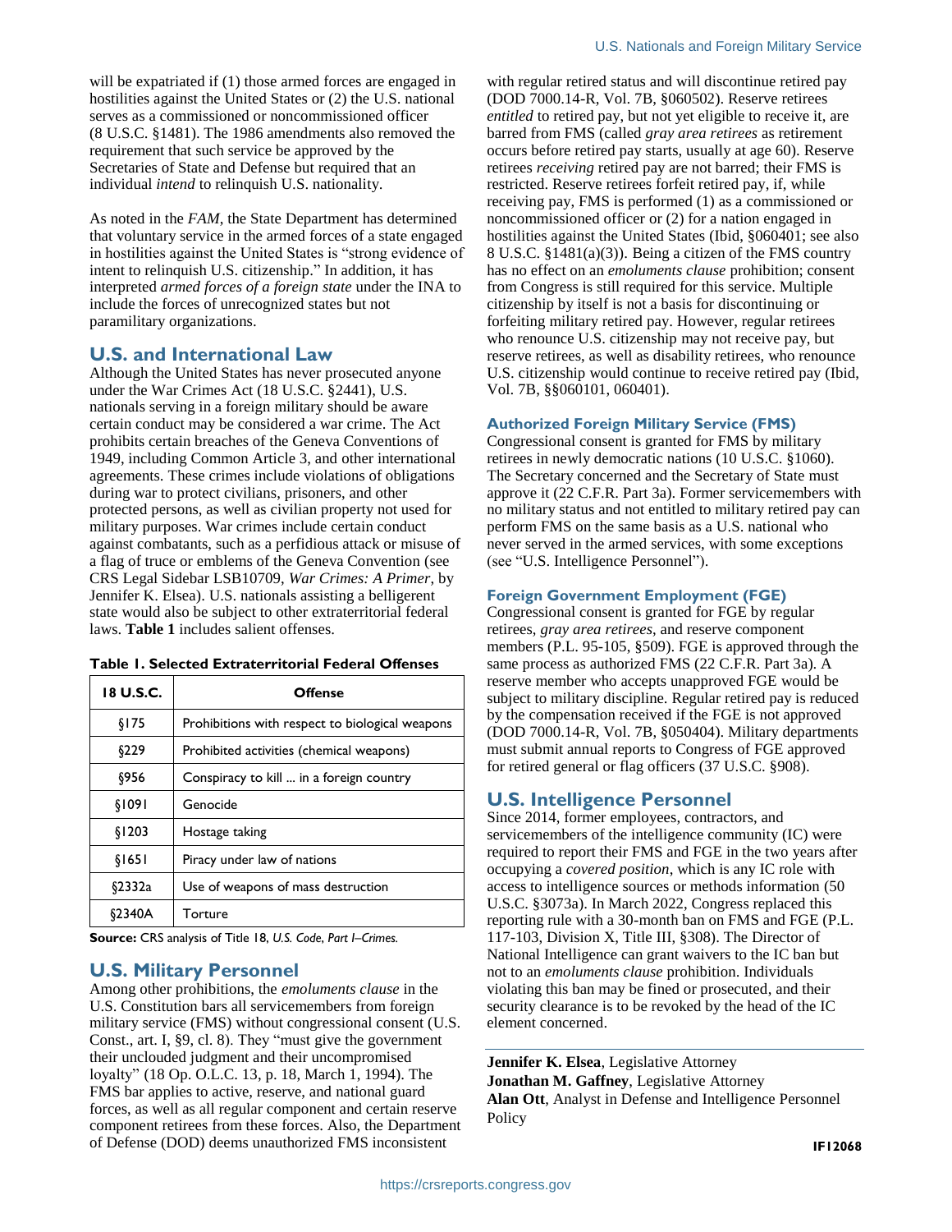will be expatriated if (1) those armed forces are engaged in hostilities against the United States or (2) the U.S. national serves as a commissioned or noncommissioned officer (8 U.S.C. §1481). The 1986 amendments also removed the requirement that such service be approved by the Secretaries of State and Defense but required that an individual *intend* to relinquish U.S. nationality.

As noted in the *FAM*, the State Department has determined that voluntary service in the armed forces of a state engaged in hostilities against the United States is "strong evidence of intent to relinquish U.S. citizenship." In addition, it has interpreted *armed forces of a foreign state* under the INA to include the forces of unrecognized states but not paramilitary organizations.

## U.S. and International Law

Although the United States has never prosecuted anyone under the War Crimes Act (18 U.S.C. §2441), U.S. nationals serving in a foreign military should be aware certain conduct may be considered a war crime. The Act prohibits certain breaches of the Geneva Conventions of 1949, including Common Article 3, and other international agreements. These crimes include violations of obligations during war to protect civilians, prisoners, and other protected persons, as well as civilian property not used for military purposes. War crimes include certain conduct against combatants, such as a perfidious attack or misuse of a flag of truce or emblems of the Geneva Convention (see CRS Legal Sidebar LSB10709, *War Crimes: A Primer*, by Jennifer K. Elsea). U.S. nationals assisting a belligerent state would also be subject to other extraterritorial federal laws. **Table 1** includes salient offenses.

**Table 1. Selected Extraterritorial Federal Offenses**

| 18 U.S.C. | Offense |
|---|---|
| §175 | Prohibitions with respect to biological weapons |
| §229 | Prohibited activities (chemical weapons) |
| §956 | Conspiracy to kill ... in a foreign country |
| §1091 | Genocide |
| §1203 | Hostage taking |
| §1651 | Piracy under law of nations |
| §2332a | Use of weapons of mass destruction |
| §2340A | Torture |

**Source:** CRS analysis of Title 18, *U.S. Code, Part I–Crimes.*

## U.S. Military Personnel

Among other prohibitions, the *emoluments clause* in the U.S. Constitution bars all servicemembers from foreign military service (FMS) without congressional consent (U.S. Const., art. I, §9, cl. 8). They "must give the government their unclouded judgment and their uncompromised loyalty" (18 Op. O.L.C. 13, p. 18, March 1, 1994). The FMS bar applies to active, reserve, and national guard forces, as well as all regular component and certain reserve component retirees from these forces. Also, the Department of Defense (DOD) deems unauthorized FMS inconsistent with regular retired status and will discontinue retired pay (DOD 7000.14-R, Vol. 7B, §060502). Reserve retirees *entitled* to retired pay, but not yet eligible to receive it, are barred from FMS (called *gray area retirees* as retirement occurs before retired pay starts, usually at age 60). Reserve retirees *receiving* retired pay are not barred; their FMS is restricted. Reserve retirees forfeit retired pay, if, while receiving pay, FMS is performed (1) as a commissioned or noncommissioned officer or (2) for a nation engaged in hostilities against the United States (Ibid, §060401; see also 8 U.S.C. §1481(a)(3)). Being a citizen of the FMS country has no effect on an *emoluments clause* prohibition; consent from Congress is still required for this service. Multiple citizenship by itself is not a basis for discontinuing or forfeiting military retired pay. However, regular retirees who renounce U.S. citizenship may not receive pay, but reserve retirees, as well as disability retirees, who renounce U.S. citizenship would continue to receive retired pay (Ibid, Vol. 7B, §§060101, 060401).

### Authorized Foreign Military Service (FMS)

Congressional consent is granted for FMS by military retirees in newly democratic nations (10 U.S.C. §1060). The Secretary concerned and the Secretary of State must approve it (22 C.F.R. Part 3a). Former servicemembers with no military status and not entitled to military retired pay can perform FMS on the same basis as a U.S. national who never served in the armed services, with some exceptions (see "U.S. Intelligence Personnel").

### Foreign Government Employment (FGE)

Congressional consent is granted for FGE by regular retirees, *gray area retirees*, and reserve component members (P.L. 95-105, §509). FGE is approved through the same process as authorized FMS (22 C.F.R. Part 3a). A reserve member who accepts unapproved FGE would be subject to military discipline. Regular retired pay is reduced by the compensation received if the FGE is not approved (DOD 7000.14-R, Vol. 7B, §050404). Military departments must submit annual reports to Congress of FGE approved for retired general or flag officers (37 U.S.C. §908).

## U.S. Intelligence Personnel

Since 2014, former employees, contractors, and servicemembers of the intelligence community (IC) were required to report their FMS and FGE in the two years after occupying a *covered position*, which is any IC role with access to intelligence sources or methods information (50 U.S.C. §3073a). In March 2022, Congress replaced this reporting rule with a 30-month ban on FMS and FGE (P.L. 117-103, Division X, Title III, §308). The Director of National Intelligence can grant waivers to the IC ban but not to an *emoluments clause* prohibition. Individuals violating this ban may be fined or prosecuted, and their security clearance is to be revoked by the head of the IC element concerned.

---

**Jennifer K. Elsea**, Legislative Attorney
**Jonathan M. Gaffney**, Legislative Attorney
**Alan Ott**, Analyst in Defense and Intelligence Personnel Policy

**IF12068**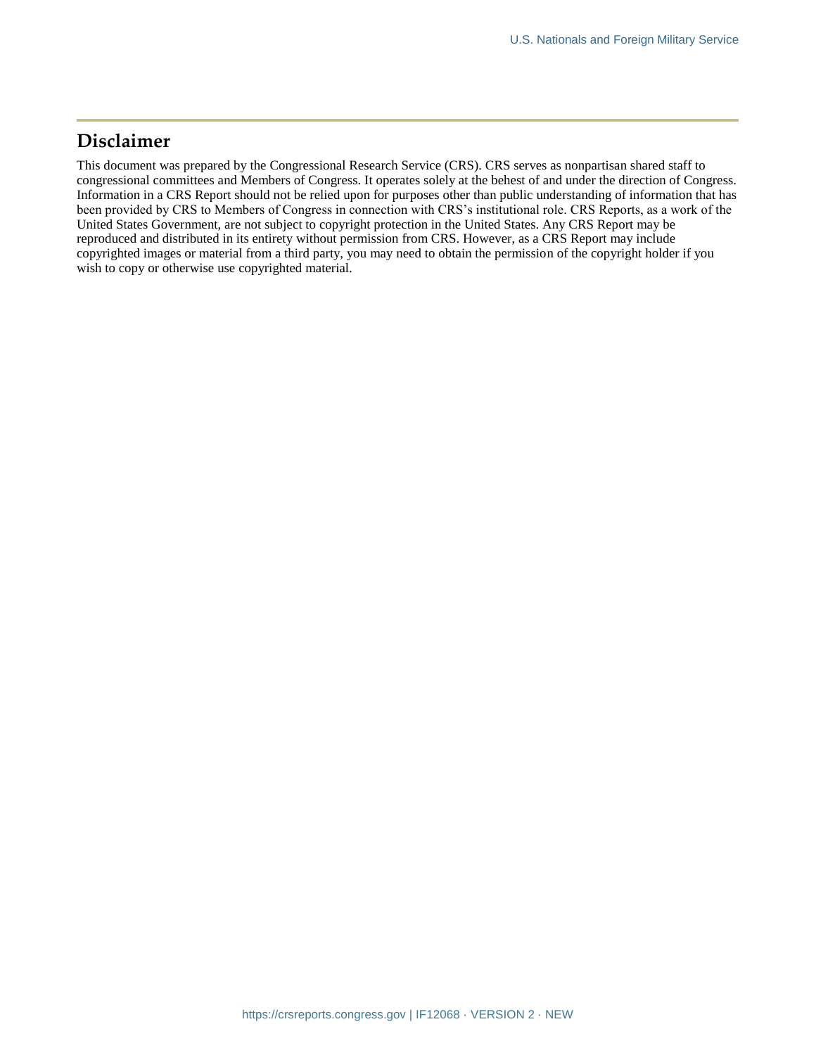## Disclaimer

This document was prepared by the Congressional Research Service (CRS). CRS serves as nonpartisan shared staff to congressional committees and Members of Congress. It operates solely at the behest of and under the direction of Congress. Information in a CRS Report should not be relied upon for purposes other than public understanding of information that has been provided by CRS to Members of Congress in connection with CRS's institutional role. CRS Reports, as a work of the United States Government, are not subject to copyright protection in the United States. Any CRS Report may be reproduced and distributed in its entirety without permission from CRS. However, as a CRS Report may include copyrighted images or material from a third party, you may need to obtain the permission of the copyright holder if you wish to copy or otherwise use copyrighted material.